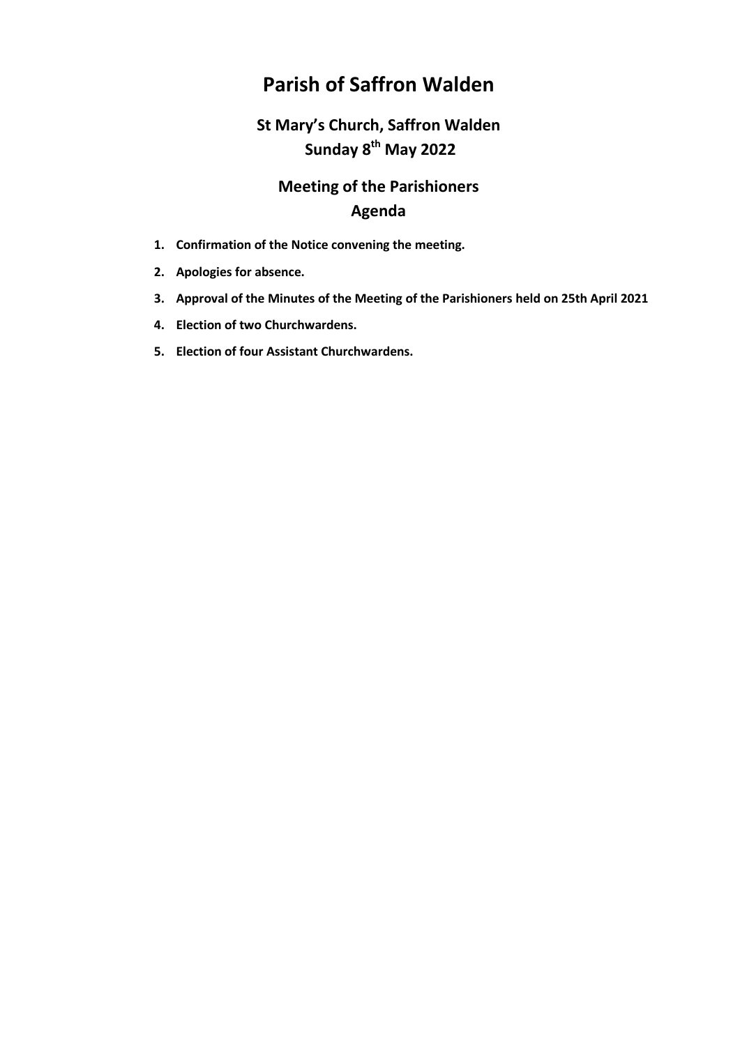# Parish of Saffron Walden

## St Mary's Church, Saffron Walden
## Sunday 8th May 2022

## Meeting of the Parishioners
## Agenda

1. **Confirmation of the Notice convening the meeting.**
2. **Apologies for absence.**
3. **Approval of the Minutes of the Meeting of the Parishioners held on 25th April 2021**
4. **Election of two Churchwardens.**
5. **Election of four Assistant Churchwardens.**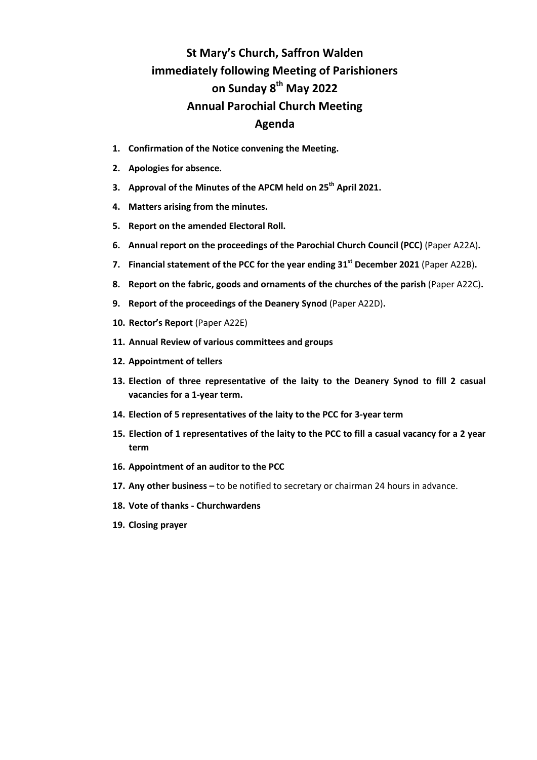# St Mary's Church, Saffron Walden
# immediately following Meeting of Parishioners
# on Sunday 8th May 2022
# Annual Parochial Church Meeting
# Agenda

1. **Confirmation of the Notice convening the Meeting.**
2. **Apologies for absence.**
3. **Approval of the Minutes of the APCM held on 25th April 2021.**
4. **Matters arising from the minutes.**
5. **Report on the amended Electoral Roll.**
6. **Annual report on the proceedings of the Parochial Church Council (PCC)** (Paper A22A)**.**
7. **Financial statement of the PCC for the year ending 31st December 2021** (Paper A22B)**.**
8. **Report on the fabric, goods and ornaments of the churches of the parish** (Paper A22C)**.**
9. **Report of the proceedings of the Deanery Synod** (Paper A22D)**.**
10. **Rector's Report** (Paper A22E)
11. **Annual Review of various committees and groups**
12. **Appointment of tellers**
13. **Election of three representative of the laity to the Deanery Synod to fill 2 casual vacancies for a 1-year term.**
14. **Election of 5 representatives of the laity to the PCC for 3-year term**
15. **Election of 1 representatives of the laity to the PCC to fill a casual vacancy for a 2 year term**
16. **Appointment of an auditor to the PCC**
17. **Any other business –** to be notified to secretary or chairman 24 hours in advance.
18. **Vote of thanks - Churchwardens**
19. **Closing prayer**